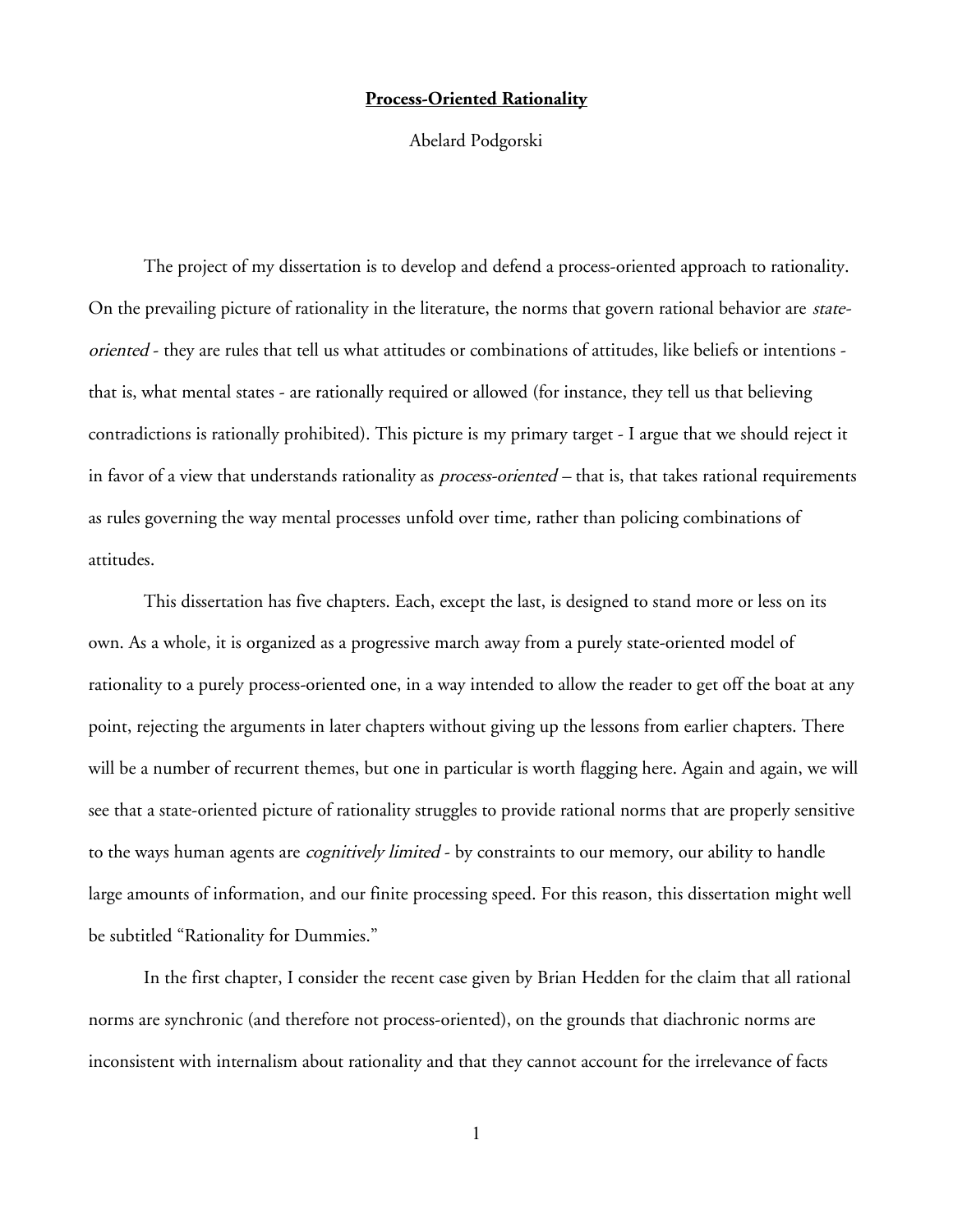**Process-Oriented Rationality**

Abelard Podgorski

The project of my dissertation is to develop and defend a process-oriented approach to rationality. On the prevailing picture of rationality in the literature, the norms that govern rational behavior are *state-oriented* - they are rules that tell us what attitudes or combinations of attitudes, like beliefs or intentions - that is, what mental states - are rationally required or allowed (for instance, they tell us that believing contradictions is rationally prohibited). This picture is my primary target - I argue that we should reject it in favor of a view that understands rationality as *process-oriented* – that is, that takes rational requirements as rules governing the way mental processes unfold over time*,* rather than policing combinations of attitudes.

This dissertation has five chapters. Each, except the last, is designed to stand more or less on its own. As a whole, it is organized as a progressive march away from a purely state-oriented model of rationality to a purely process-oriented one, in a way intended to allow the reader to get off the boat at any point, rejecting the arguments in later chapters without giving up the lessons from earlier chapters. There will be a number of recurrent themes, but one in particular is worth flagging here. Again and again, we will see that a state-oriented picture of rationality struggles to provide rational norms that are properly sensitive to the ways human agents are *cognitively limited* - by constraints to our memory, our ability to handle large amounts of information, and our finite processing speed. For this reason, this dissertation might well be subtitled "Rationality for Dummies."

In the first chapter, I consider the recent case given by Brian Hedden for the claim that all rational norms are synchronic (and therefore not process-oriented), on the grounds that diachronic norms are inconsistent with internalism about rationality and that they cannot account for the irrelevance of facts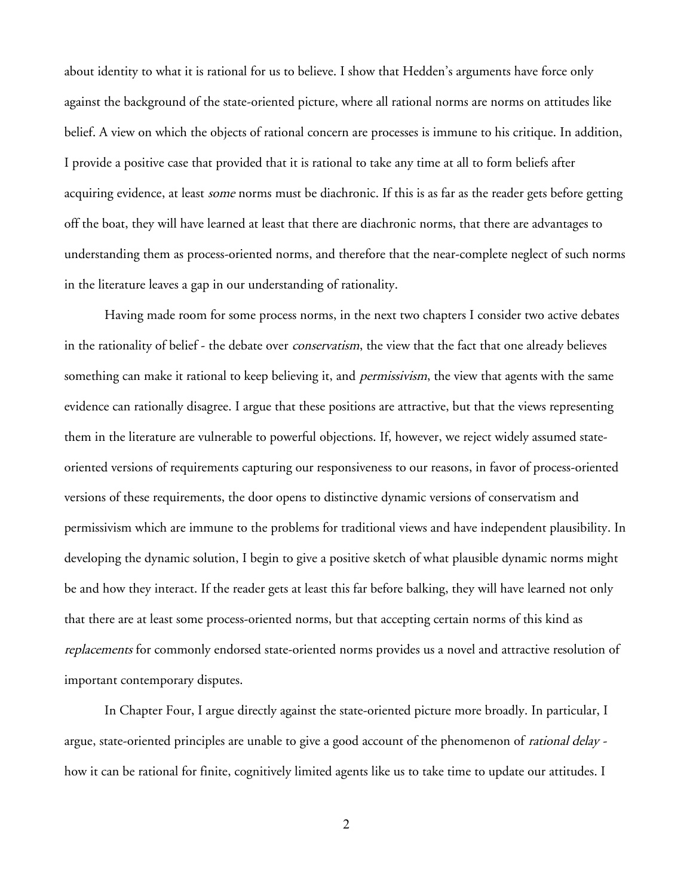about identity to what it is rational for us to believe. I show that Hedden's arguments have force only against the background of the state-oriented picture, where all rational norms are norms on attitudes like belief. A view on which the objects of rational concern are processes is immune to his critique. In addition, I provide a positive case that provided that it is rational to take any time at all to form beliefs after acquiring evidence, at least *some* norms must be diachronic. If this is as far as the reader gets before getting off the boat, they will have learned at least that there are diachronic norms, that there are advantages to understanding them as process-oriented norms, and therefore that the near-complete neglect of such norms in the literature leaves a gap in our understanding of rationality.

Having made room for some process norms, in the next two chapters I consider two active debates in the rationality of belief - the debate over *conservatism*, the view that the fact that one already believes something can make it rational to keep believing it, and *permissivism*, the view that agents with the same evidence can rationally disagree. I argue that these positions are attractive, but that the views representing them in the literature are vulnerable to powerful objections. If, however, we reject widely assumed state-oriented versions of requirements capturing our responsiveness to our reasons, in favor of process-oriented versions of these requirements, the door opens to distinctive dynamic versions of conservatism and permissivism which are immune to the problems for traditional views and have independent plausibility. In developing the dynamic solution, I begin to give a positive sketch of what plausible dynamic norms might be and how they interact. If the reader gets at least this far before balking, they will have learned not only that there are at least some process-oriented norms, but that accepting certain norms of this kind as *replacements* for commonly endorsed state-oriented norms provides us a novel and attractive resolution of important contemporary disputes.

In Chapter Four, I argue directly against the state-oriented picture more broadly. In particular, I argue, state-oriented principles are unable to give a good account of the phenomenon of *rational delay* - how it can be rational for finite, cognitively limited agents like us to take time to update our attitudes. I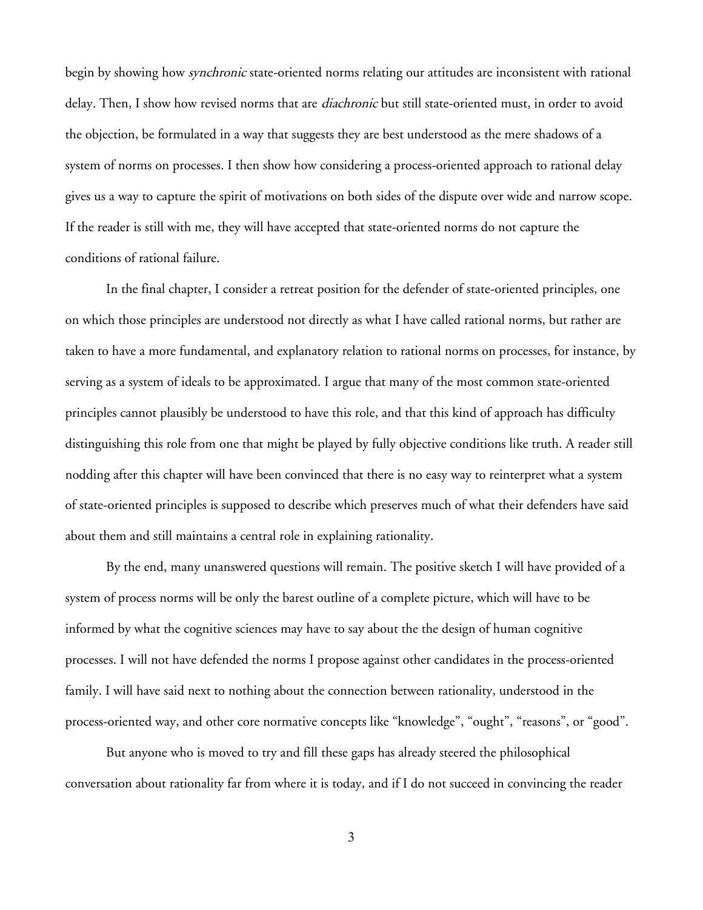begin by showing how *synchronic* state-oriented norms relating our attitudes are inconsistent with rational delay. Then, I show how revised norms that are *diachronic* but still state-oriented must, in order to avoid the objection, be formulated in a way that suggests they are best understood as the mere shadows of a system of norms on processes. I then show how considering a process-oriented approach to rational delay gives us a way to capture the spirit of motivations on both sides of the dispute over wide and narrow scope. If the reader is still with me, they will have accepted that state-oriented norms do not capture the conditions of rational failure.

In the final chapter, I consider a retreat position for the defender of state-oriented principles, one on which those principles are understood not directly as what I have called rational norms, but rather are taken to have a more fundamental, and explanatory relation to rational norms on processes, for instance, by serving as a system of ideals to be approximated. I argue that many of the most common state-oriented principles cannot plausibly be understood to have this role, and that this kind of approach has difficulty distinguishing this role from one that might be played by fully objective conditions like truth. A reader still nodding after this chapter will have been convinced that there is no easy way to reinterpret what a system of state-oriented principles is supposed to describe which preserves much of what their defenders have said about them and still maintains a central role in explaining rationality.

By the end, many unanswered questions will remain. The positive sketch I will have provided of a system of process norms will be only the barest outline of a complete picture, which will have to be informed by what the cognitive sciences may have to say about the the design of human cognitive processes. I will not have defended the norms I propose against other candidates in the process-oriented family. I will have said next to nothing about the connection between rationality, understood in the process-oriented way, and other core normative concepts like "knowledge", "ought", "reasons", or "good".

But anyone who is moved to try and fill these gaps has already steered the philosophical conversation about rationality far from where it is today, and if I do not succeed in convincing the reader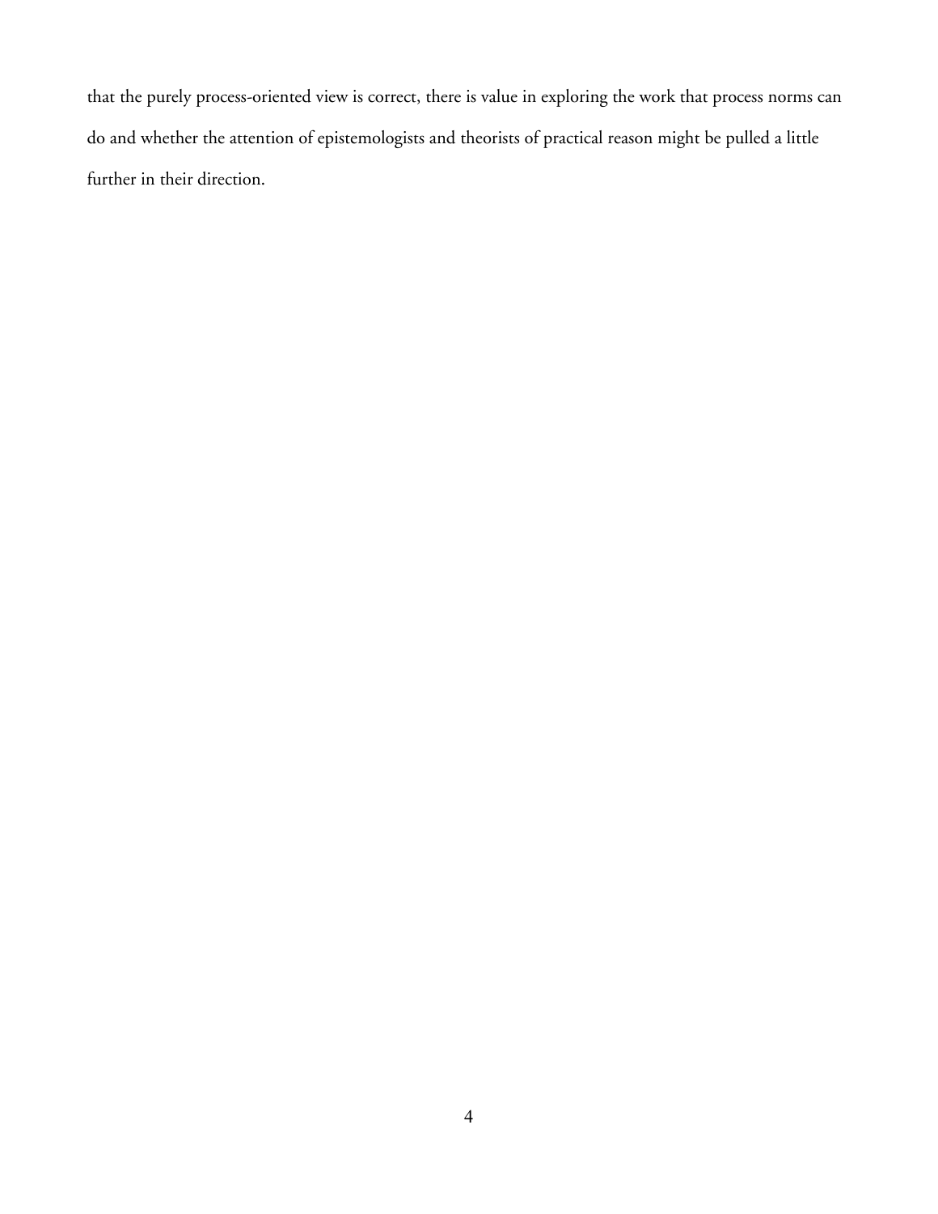that the purely process-oriented view is correct, there is value in exploring the work that process norms can do and whether the attention of epistemologists and theorists of practical reason might be pulled a little further in their direction.